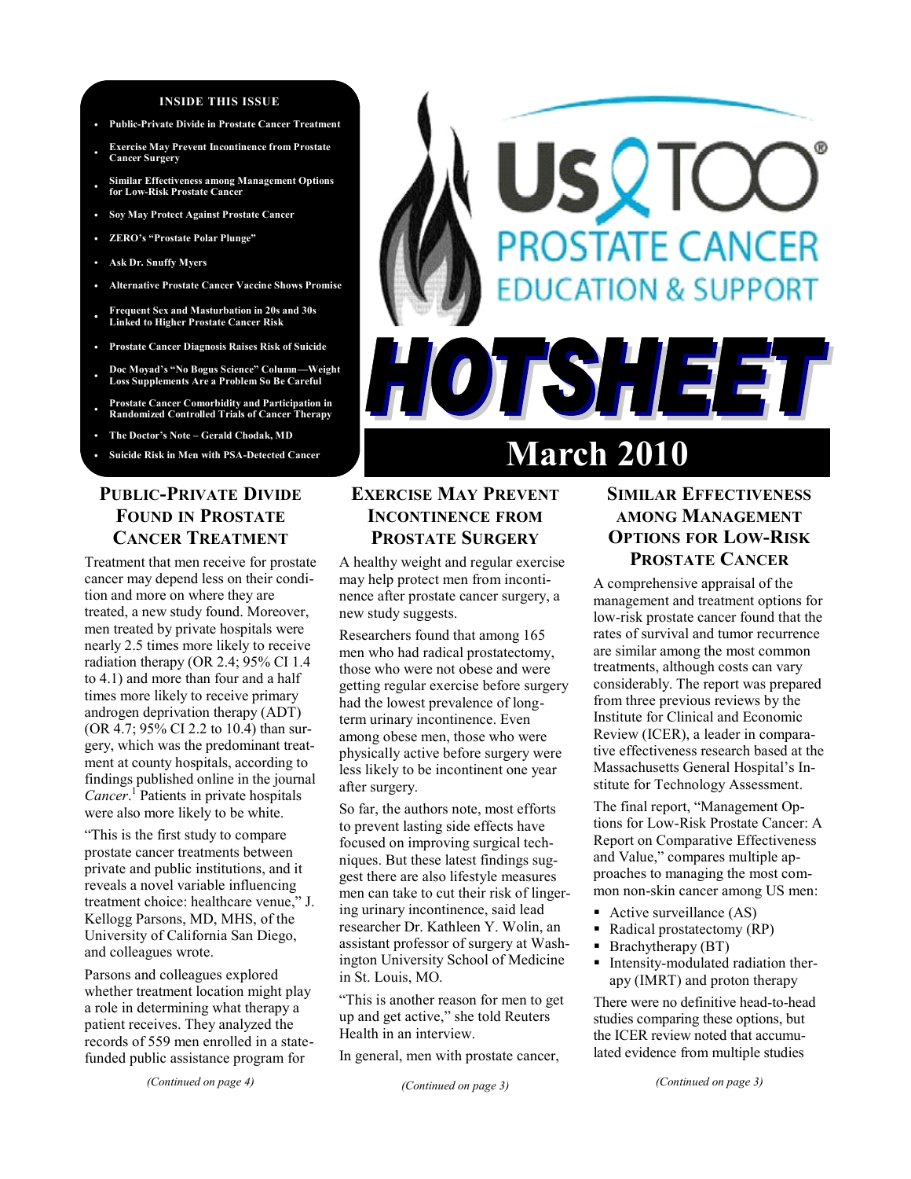**INSIDE THIS ISSUE**

- Public-Private Divide in Prostate Cancer Treatment
- Exercise May Prevent Incontinence from Prostate Cancer Surgery
- Similar Effectiveness among Management Options for Low-Risk Prostate Cancer
- Soy May Protect Against Prostate Cancer
- ZERO's "Prostate Polar Plunge"
- Ask Dr. Snuffy Myers
- Alternative Prostate Cancer Vaccine Shows Promise
- Frequent Sex and Masturbation in 20s and 30s Linked to Higher Prostate Cancer Risk
- Prostate Cancer Diagnosis Raises Risk of Suicide
- Doc Moyad's "No Bogus Science" Column—Weight Loss Supplements Are a Problem So Be Careful
- Prostate Cancer Comorbidity and Participation in Randomized Controlled Trials of Cancer Therapy
- The Doctor's Note – Gerald Chodak, MD
- Suicide Risk in Men with PSA-Detected Cancer

# Us TOO® PROSTATE CANCER EDUCATION & SUPPORT

# HOTSHEET

## March 2010

## PUBLIC-PRIVATE DIVIDE FOUND IN PROSTATE CANCER TREATMENT

Treatment that men receive for prostate cancer may depend less on their condition and more on where they are treated, a new study found. Moreover, men treated by private hospitals were nearly 2.5 times more likely to receive radiation therapy (OR 2.4; 95% CI 1.4 to 4.1) and more than four and a half times more likely to receive primary androgen deprivation therapy (ADT) (OR 4.7; 95% CI 2.2 to 10.4) than surgery, which was the predominant treatment at county hospitals, according to findings published online in the journal *Cancer*.[1] Patients in private hospitals were also more likely to be white.

"This is the first study to compare prostate cancer treatments between private and public institutions, and it reveals a novel variable influencing treatment choice: healthcare venue," J. Kellogg Parsons, MD, MHS, of the University of California San Diego, and colleagues wrote.

Parsons and colleagues explored whether treatment location might play a role in determining what therapy a patient receives. They analyzed the records of 559 men enrolled in a state-funded public assistance program for

*(Continued on page 4)*

## EXERCISE MAY PREVENT INCONTINENCE FROM PROSTATE SURGERY

A healthy weight and regular exercise may help protect men from incontinence after prostate cancer surgery, a new study suggests.

Researchers found that among 165 men who had radical prostatectomy, those who were not obese and were getting regular exercise before surgery had the lowest prevalence of long-term urinary incontinence. Even among obese men, those who were physically active before surgery were less likely to be incontinent one year after surgery.

So far, the authors note, most efforts to prevent lasting side effects have focused on improving surgical techniques. But these latest findings suggest there are also lifestyle measures men can take to cut their risk of lingering urinary incontinence, said lead researcher Dr. Kathleen Y. Wolin, an assistant professor of surgery at Washington University School of Medicine in St. Louis, MO.

"This is another reason for men to get up and get active," she told Reuters Health in an interview.

In general, men with prostate cancer,

*(Continued on page 3)*

## SIMILAR EFFECTIVENESS AMONG MANAGEMENT OPTIONS FOR LOW-RISK PROSTATE CANCER

A comprehensive appraisal of the management and treatment options for low-risk prostate cancer found that the rates of survival and tumor recurrence are similar among the most common treatments, although costs can vary considerably. The report was prepared from three previous reviews by the Institute for Clinical and Economic Review (ICER), a leader in comparative effectiveness research based at the Massachusetts General Hospital's Institute for Technology Assessment.

The final report, "Management Options for Low-Risk Prostate Cancer: A Report on Comparative Effectiveness and Value," compares multiple approaches to managing the most common non-skin cancer among US men:

- Active surveillance (AS)
- Radical prostatectomy (RP)
- Brachytherapy (BT)
- Intensity-modulated radiation therapy (IMRT) and proton therapy

There were no definitive head-to-head studies comparing these options, but the ICER review noted that accumulated evidence from multiple studies

*(Continued on page 3)*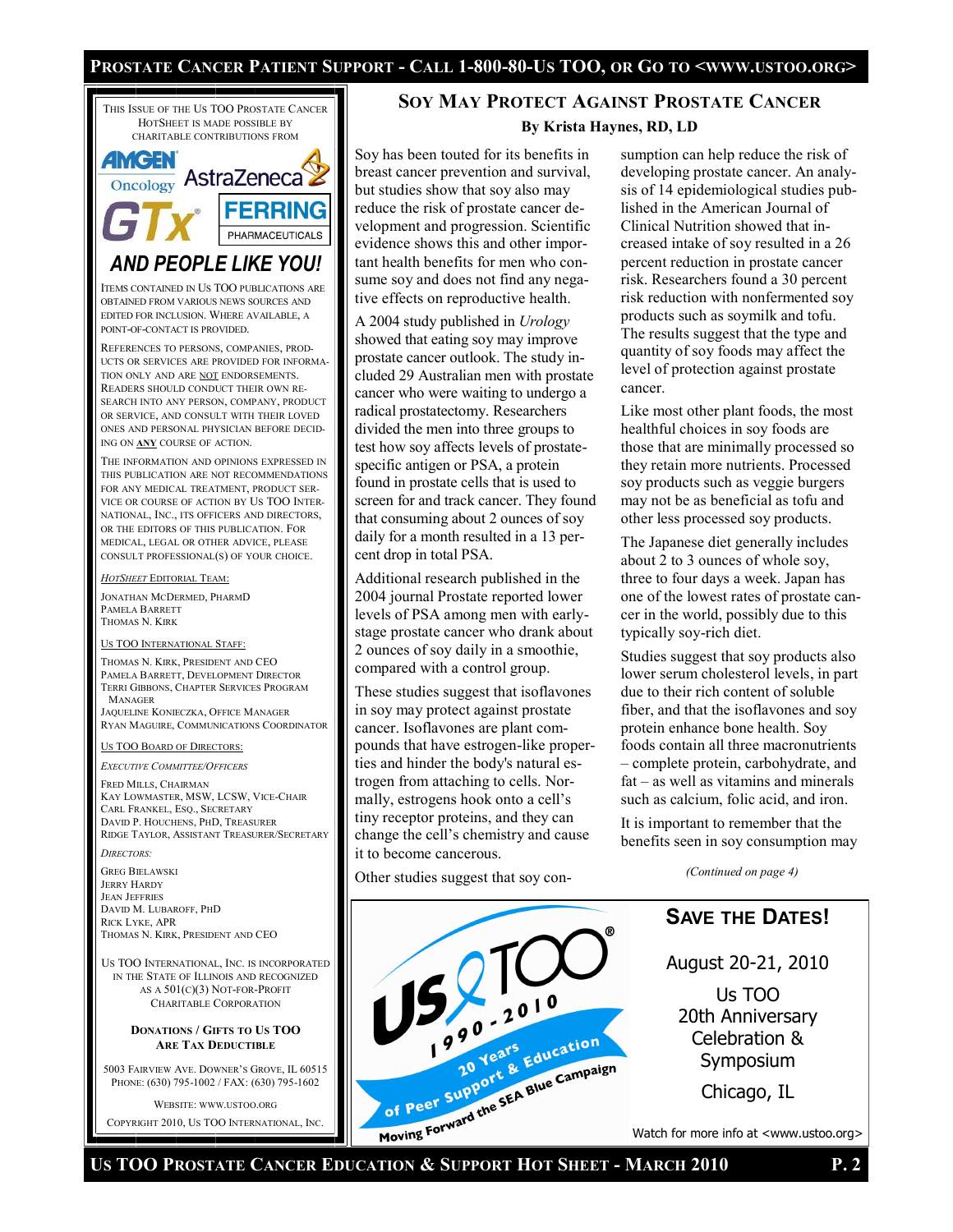THIS ISSUE OF THE US TOO PROSTATE CANCER HOTSHEET IS MADE POSSIBLE BY CHARITABLE CONTRIBUTIONS FROM

AMGEN Oncology · AstraZeneca · GTx · FERRING PHARMACEUTICALS

**AND PEOPLE LIKE YOU!**

ITEMS CONTAINED IN US TOO PUBLICATIONS ARE OBTAINED FROM VARIOUS NEWS SOURCES AND EDITED FOR INCLUSION. WHERE AVAILABLE, A POINT-OF-CONTACT IS PROVIDED.

REFERENCES TO PERSONS, COMPANIES, PRODUCTS OR SERVICES ARE PROVIDED FOR INFORMATION ONLY AND ARE NOT ENDORSEMENTS. READERS SHOULD CONDUCT THEIR OWN RESEARCH INTO ANY PERSON, COMPANY, PRODUCT OR SERVICE, AND CONSULT WITH THEIR LOVED ONES AND PERSONAL PHYSICIAN BEFORE DECIDING ON **ANY** COURSE OF ACTION.

THE INFORMATION AND OPINIONS EXPRESSED IN THIS PUBLICATION ARE NOT RECOMMENDATIONS FOR ANY MEDICAL TREATMENT, PRODUCT SERVICE OR COURSE OF ACTION BY US TOO INTERNATIONAL, INC., ITS OFFICERS AND DIRECTORS, OR THE EDITORS OF THIS PUBLICATION. FOR MEDICAL, LEGAL OR OTHER ADVICE, PLEASE CONSULT PROFESSIONAL(S) OF YOUR CHOICE.

*HOTSHEET* EDITORIAL TEAM:

JONATHAN MCDERMED, PHARMD
PAMELA BARRETT
THOMAS N. KIRK

US TOO INTERNATIONAL STAFF:

THOMAS N. KIRK, PRESIDENT AND CEO
PAMELA BARRETT, DEVELOPMENT DIRECTOR
TERRI GIBBONS, CHAPTER SERVICES PROGRAM MANAGER
JAQUELINE KONIECZKA, OFFICE MANAGER
RYAN MAGUIRE, COMMUNICATIONS COORDINATOR

US TOO BOARD OF DIRECTORS:

*EXECUTIVE COMMITTEE/OFFICERS*

FRED MILLS, CHAIRMAN
KAY LOWMASTER, MSW, LCSW, VICE-CHAIR
CARL FRANKEL, ESQ., SECRETARY
DAVID P. HOUCHENS, PHD, TREASURER
RIDGE TAYLOR, ASSISTANT TREASURER/SECRETARY

*DIRECTORS:*

GREG BIELAWSKI
JERRY HARDY
JEAN JEFFRIES
DAVID M. LUBAROFF, PHD
RICK LYKE, APR
THOMAS N. KIRK, PRESIDENT AND CEO

US TOO INTERNATIONAL, INC. IS INCORPORATED IN THE STATE OF ILLINOIS AND RECOGNIZED AS A 501(C)(3) NOT-FOR-PROFIT CHARITABLE CORPORATION

**DONATIONS / GIFTS TO US TOO ARE TAX DEDUCTIBLE**

5003 FAIRVIEW AVE. DOWNER'S GROVE, IL 60515
PHONE: (630) 795-1002 / FAX: (630) 795-1602

WEBSITE: WWW.USTOO.ORG

COPYRIGHT 2010, US TOO INTERNATIONAL, INC.

## SOY MAY PROTECT AGAINST PROSTATE CANCER

**By Krista Haynes, RD, LD**

Soy has been touted for its benefits in breast cancer prevention and survival, but studies show that soy also may reduce the risk of prostate cancer development and progression. Scientific evidence shows this and other important health benefits for men who consume soy and does not find any negative effects on reproductive health.

A 2004 study published in *Urology* showed that eating soy may improve prostate cancer outlook. The study included 29 Australian men with prostate cancer who were waiting to undergo a radical prostatectomy. Researchers divided the men into three groups to test how soy affects levels of prostate-specific antigen or PSA, a protein found in prostate cells that is used to screen for and track cancer. They found that consuming about 2 ounces of soy daily for a month resulted in a 13 percent drop in total PSA.

Additional research published in the 2004 journal Prostate reported lower levels of PSA among men with early-stage prostate cancer who drank about 2 ounces of soy daily in a smoothie, compared with a control group.

These studies suggest that isoflavones in soy may protect against prostate cancer. Isoflavones are plant compounds that have estrogen-like properties and hinder the body's natural estrogen from attaching to cells. Normally, estrogens hook onto a cell's tiny receptor proteins, and they can change the cell's chemistry and cause it to become cancerous.

Other studies suggest that soy consumption can help reduce the risk of developing prostate cancer. An analysis of 14 epidemiological studies published in the American Journal of Clinical Nutrition showed that increased intake of soy resulted in a 26 percent reduction in prostate cancer risk. Researchers found a 30 percent risk reduction with nonfermented soy products such as soymilk and tofu. The results suggest that the type and quantity of soy foods may affect the level of protection against prostate cancer.

Like most other plant foods, the most healthful choices in soy foods are those that are minimally processed so they retain more nutrients. Processed soy products such as veggie burgers may not be as beneficial as tofu and other less processed soy products.

The Japanese diet generally includes about 2 to 3 ounces of whole soy, three to four days a week. Japan has one of the lowest rates of prostate cancer in the world, possibly due to this typically soy-rich diet.

Studies suggest that soy products also lower serum cholesterol levels, in part due to their rich content of soluble fiber, and that the isoflavones and soy protein enhance bone health. Soy foods contain all three macronutrients – complete protein, carbohydrate, and fat – as well as vitamins and minerals such as calcium, folic acid, and iron.

It is important to remember that the benefits seen in soy consumption may

*(Continued on page 4)*

Us TOO® 1990 - 2010 — 20 Years of Peer Support & Education — Moving Forward the SEA Blue Campaign

## SAVE THE DATES!

August 20-21, 2010

Us TOO 20th Anniversary Celebration & Symposium

Chicago, IL

Watch for more info at <www.ustoo.org>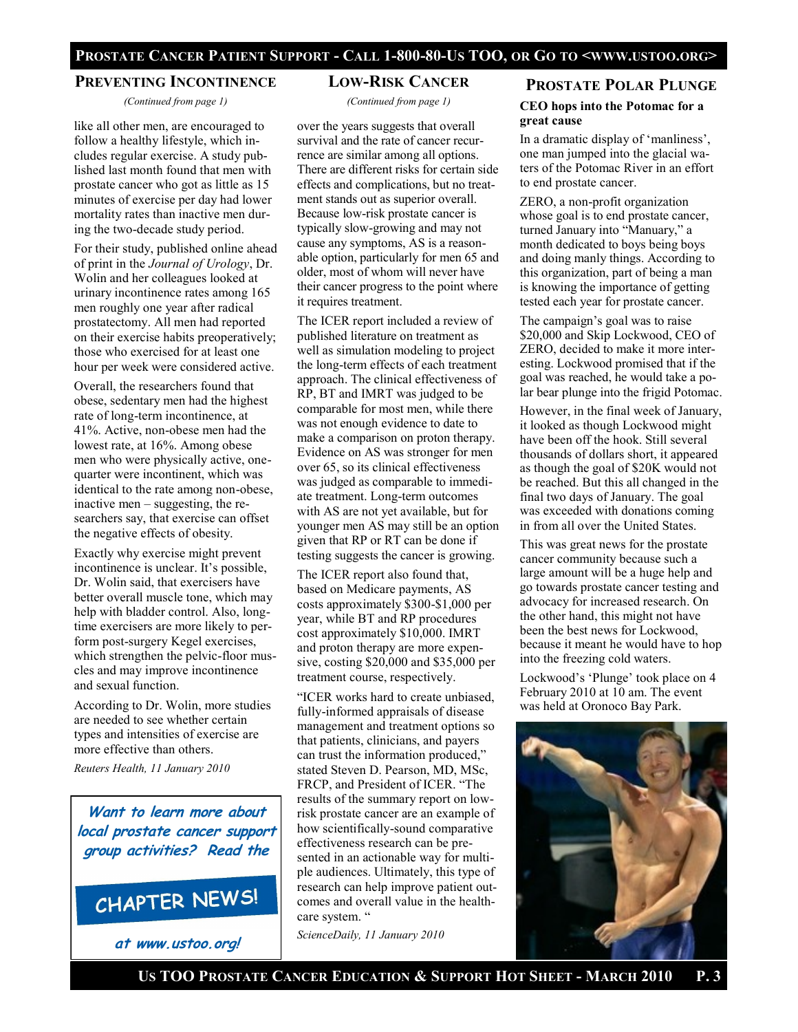## Preventing Incontinence

*(Continued from page 1)*

like all other men, are encouraged to follow a healthy lifestyle, which includes regular exercise. A study published last month found that men with prostate cancer who got as little as 15 minutes of exercise per day had lower mortality rates than inactive men during the two-decade study period.

For their study, published online ahead of print in the *Journal of Urology*, Dr. Wolin and her colleagues looked at urinary incontinence rates among 165 men roughly one year after radical prostatectomy. All men had reported on their exercise habits preoperatively; those who exercised for at least one hour per week were considered active.

Overall, the researchers found that obese, sedentary men had the highest rate of long-term incontinence, at 41%. Active, non-obese men had the lowest rate, at 16%. Among obese men who were physically active, one-quarter were incontinent, which was identical to the rate among non-obese, inactive men – suggesting, the researchers say, that exercise can offset the negative effects of obesity.

Exactly why exercise might prevent incontinence is unclear. It's possible, Dr. Wolin said, that exercisers have better overall muscle tone, which may help with bladder control. Also, long-time exercisers are more likely to perform post-surgery Kegel exercises, which strengthen the pelvic-floor muscles and may improve incontinence and sexual function.

According to Dr. Wolin, more studies are needed to see whether certain types and intensities of exercise are more effective than others.

*Reuters Health, 11 January 2010*

**Want to learn more about local prostate cancer support group activities? Read the**

**CHAPTER NEWS!**

**at www.ustoo.org!**

## Low-Risk Cancer

*(Continued from page 1)*

over the years suggests that overall survival and the rate of cancer recurrence are similar among all options. There are different risks for certain side effects and complications, but no treatment stands out as superior overall. Because low-risk prostate cancer is typically slow-growing and may not cause any symptoms, AS is a reasonable option, particularly for men 65 and older, most of whom will never have their cancer progress to the point where it requires treatment.

The ICER report included a review of published literature on treatment as well as simulation modeling to project the long-term effects of each treatment approach. The clinical effectiveness of RP, BT and IMRT was judged to be comparable for most men, while there was not enough evidence to date to make a comparison on proton therapy. Evidence on AS was stronger for men over 65, so its clinical effectiveness was judged as comparable to immediate treatment. Long-term outcomes with AS are not yet available, but for younger men AS may still be an option given that RP or RT can be done if testing suggests the cancer is growing.

The ICER report also found that, based on Medicare payments, AS costs approximately $300-$1,000 per year, while BT and RP procedures cost approximately $10,000. IMRT and proton therapy are more expensive, costing $20,000 and $35,000 per treatment course, respectively.

"ICER works hard to create unbiased, fully-informed appraisals of disease management and treatment options so that patients, clinicians, and payers can trust the information produced," stated Steven D. Pearson, MD, MSc, FRCP, and President of ICER. "The results of the summary report on low-risk prostate cancer are an example of how scientifically-sound comparative effectiveness research can be presented in an actionable way for multiple audiences. Ultimately, this type of research can help improve patient outcomes and overall value in the health-care system. "

*ScienceDaily, 11 January 2010*

## Prostate Polar Plunge

**CEO hops into the Potomac for a great cause**

In a dramatic display of 'manliness', one man jumped into the glacial waters of the Potomac River in an effort to end prostate cancer.

ZERO, a non-profit organization whose goal is to end prostate cancer, turned January into "Manuary," a month dedicated to boys being boys and doing manly things. According to this organization, part of being a man is knowing the importance of getting tested each year for prostate cancer.

The campaign's goal was to raise $20,000 and Skip Lockwood, CEO of ZERO, decided to make it more interesting. Lockwood promised that if the goal was reached, he would take a polar bear plunge into the frigid Potomac.

However, in the final week of January, it looked as though Lockwood might have been off the hook. Still several thousands of dollars short, it appeared as though the goal of $20K would not be reached. But this all changed in the final two days of January. The goal was exceeded with donations coming in from all over the United States.

This was great news for the prostate cancer community because such a large amount will be a huge help and go towards prostate cancer testing and advocacy for increased research. On the other hand, this might not have been the best news for Lockwood, because it meant he would have to hop into the freezing cold waters.

Lockwood's 'Plunge' took place on 4 February 2010 at 10 am. The event was held at Oronoco Bay Park.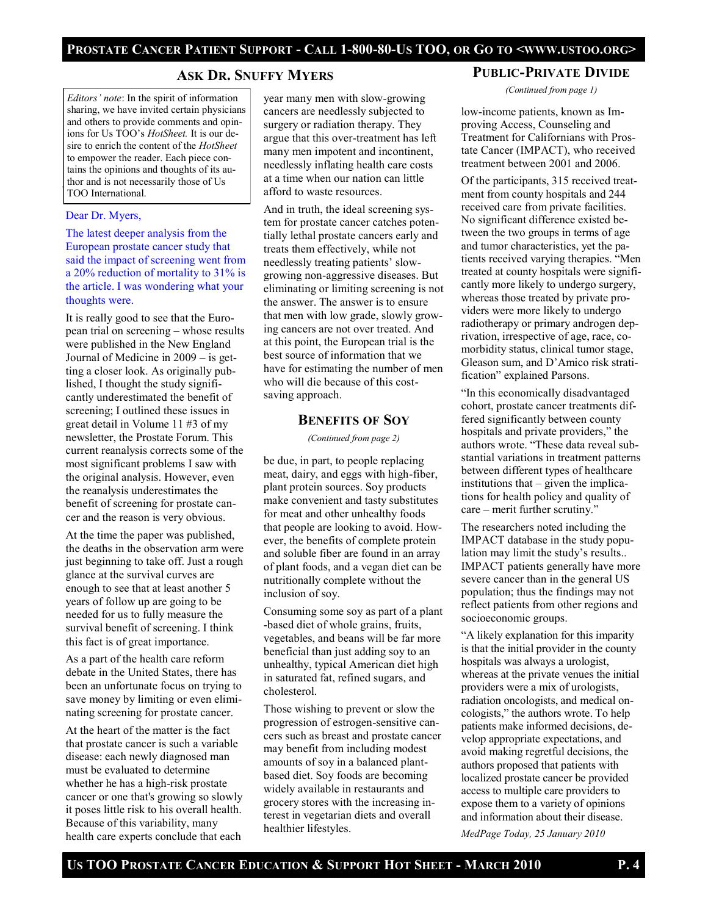## Ask Dr. Snuffy Myers

*Editors' note*: In the spirit of information sharing, we have invited certain physicians and others to provide comments and opinions for Us TOO's *HotSheet.* It is our desire to enrich the content of the *HotSheet* to empower the reader. Each piece contains the opinions and thoughts of its author and is not necessarily those of Us TOO International.

Dear Dr. Myers,

The latest deeper analysis from the European prostate cancer study that said the impact of screening went from a 20% reduction of mortality to 31% is the article. I was wondering what your thoughts were.

It is really good to see that the European trial on screening – whose results were published in the New England Journal of Medicine in 2009 – is getting a closer look. As originally published, I thought the study significantly underestimated the benefit of screening; I outlined these issues in great detail in Volume 11 #3 of my newsletter, the Prostate Forum. This current reanalysis corrects some of the most significant problems I saw with the original analysis. However, even the reanalysis underestimates the benefit of screening for prostate cancer and the reason is very obvious.

At the time the paper was published, the deaths in the observation arm were just beginning to take off. Just a rough glance at the survival curves are enough to see that at least another 5 years of follow up are going to be needed for us to fully measure the survival benefit of screening. I think this fact is of great importance.

As a part of the health care reform debate in the United States, there has been an unfortunate focus on trying to save money by limiting or even eliminating screening for prostate cancer.

At the heart of the matter is the fact that prostate cancer is such a variable disease: each newly diagnosed man must be evaluated to determine whether he has a high-risk prostate cancer or one that's growing so slowly it poses little risk to his overall health. Because of this variability, many health care experts conclude that each year many men with slow-growing cancers are needlessly subjected to surgery or radiation therapy. They argue that this over-treatment has left many men impotent and incontinent, needlessly inflating health care costs at a time when our nation can little afford to waste resources.

And in truth, the ideal screening system for prostate cancer catches potentially lethal prostate cancers early and treats them effectively, while not needlessly treating patients' slow-growing non-aggressive diseases. But eliminating or limiting screening is not the answer. The answer is to ensure that men with low grade, slowly growing cancers are not over treated. And at this point, the European trial is the best source of information that we have for estimating the number of men who will die because of this cost-saving approach.

## Benefits of Soy

*(Continued from page 2)*

be due, in part, to people replacing meat, dairy, and eggs with high-fiber, plant protein sources. Soy products make convenient and tasty substitutes for meat and other unhealthy foods that people are looking to avoid. However, the benefits of complete protein and soluble fiber are found in an array of plant foods, and a vegan diet can be nutritionally complete without the inclusion of soy.

Consuming some soy as part of a plant-based diet of whole grains, fruits, vegetables, and beans will be far more beneficial than just adding soy to an unhealthy, typical American diet high in saturated fat, refined sugars, and cholesterol.

Those wishing to prevent or slow the progression of estrogen-sensitive cancers such as breast and prostate cancer may benefit from including modest amounts of soy in a balanced plant-based diet. Soy foods are becoming widely available in restaurants and grocery stores with the increasing interest in vegetarian diets and overall healthier lifestyles.

## Public-Private Divide

*(Continued from page 1)*

low-income patients, known as Improving Access, Counseling and Treatment for Californians with Prostate Cancer (IMPACT), who received treatment between 2001 and 2006.

Of the participants, 315 received treatment from county hospitals and 244 received care from private facilities. No significant difference existed between the two groups in terms of age and tumor characteristics, yet the patients received varying therapies. "Men treated at county hospitals were significantly more likely to undergo surgery, whereas those treated by private providers were more likely to undergo radiotherapy or primary androgen deprivation, irrespective of age, race, comorbidity status, clinical tumor stage, Gleason sum, and D'Amico risk stratification" explained Parsons.

"In this economically disadvantaged cohort, prostate cancer treatments differed significantly between county hospitals and private providers," the authors wrote. "These data reveal substantial variations in treatment patterns between different types of healthcare institutions that – given the implications for health policy and quality of care – merit further scrutiny."

The researchers noted including the IMPACT database in the study population may limit the study's results.. IMPACT patients generally have more severe cancer than in the general US population; thus the findings may not reflect patients from other regions and socioeconomic groups.

"A likely explanation for this imparity is that the initial provider in the county hospitals was always a urologist, whereas at the private venues the initial providers were a mix of urologists, radiation oncologists, and medical oncologists," the authors wrote. To help patients make informed decisions, develop appropriate expectations, and avoid making regretful decisions, the authors proposed that patients with localized prostate cancer be provided access to multiple care providers to expose them to a variety of opinions and information about their disease.

*MedPage Today, 25 January 2010*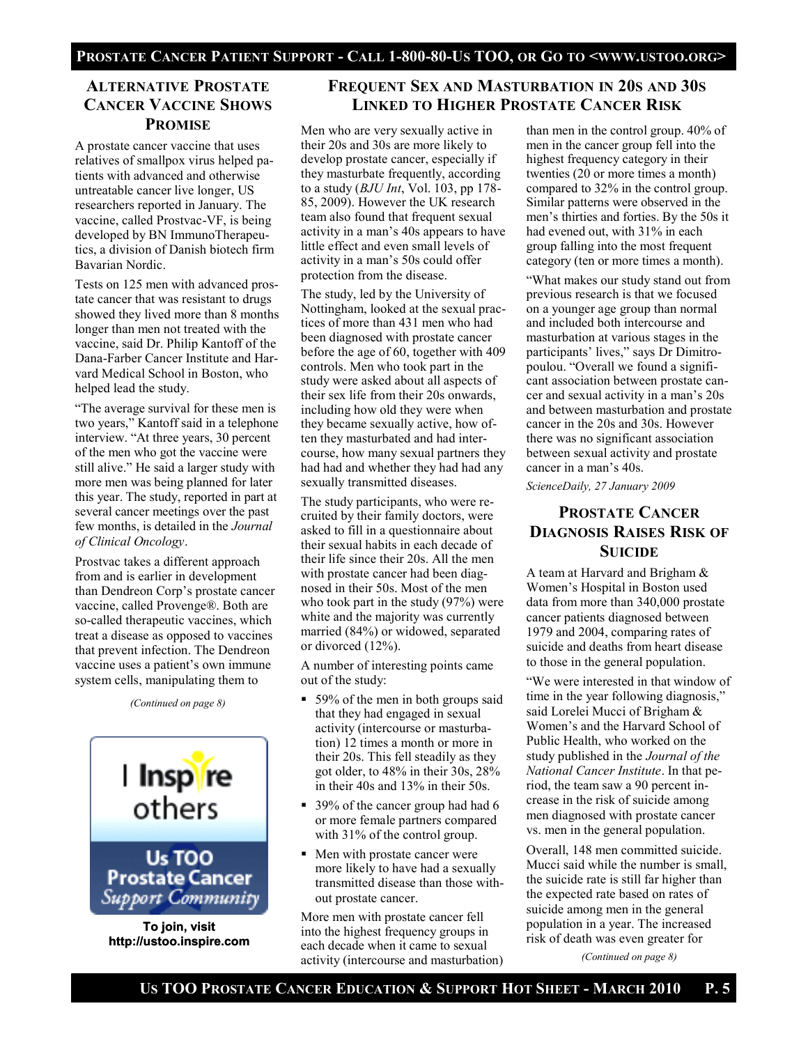## Alternative Prostate Cancer Vaccine Shows Promise

A prostate cancer vaccine that uses relatives of smallpox virus helped patients with advanced and otherwise untreatable cancer live longer, US researchers reported in January. The vaccine, called Prostvac-VF, is being developed by BN ImmunoTherapeutics, a division of Danish biotech firm Bavarian Nordic.

Tests on 125 men with advanced prostate cancer that was resistant to drugs showed they lived more than 8 months longer than men not treated with the vaccine, said Dr. Philip Kantoff of the Dana-Farber Cancer Institute and Harvard Medical School in Boston, who helped lead the study.

"The average survival for these men is two years," Kantoff said in a telephone interview. "At three years, 30 percent of the men who got the vaccine were still alive." He said a larger study with more men was being planned for later this year. The study, reported in part at several cancer meetings over the past few months, is detailed in the *Journal of Clinical Oncology*.

Prostvac takes a different approach from and is earlier in development than Dendreon Corp's prostate cancer vaccine, called Provenge®. Both are so-called therapeutic vaccines, which treat a disease as opposed to vaccines that prevent infection. The Dendreon vaccine uses a patient's own immune system cells, manipulating them to

*(Continued on page 8)*

I Inspire others

Us TOO Prostate Cancer Support Community

**To join, visit http://ustoo.inspire.com**

## Frequent Sex and Masturbation in 20s and 30s Linked to Higher Prostate Cancer Risk

Men who are very sexually active in their 20s and 30s are more likely to develop prostate cancer, especially if they masturbate frequently, according to a study (*BJU Int*, Vol. 103, pp 178-85, 2009). However the UK research team also found that frequent sexual activity in a man's 40s appears to have little effect and even small levels of activity in a man's 50s could offer protection from the disease.

The study, led by the University of Nottingham, looked at the sexual practices of more than 431 men who had been diagnosed with prostate cancer before the age of 60, together with 409 controls. Men who took part in the study were asked about all aspects of their sex life from their 20s onwards, including how old they were when they became sexually active, how often they masturbated and had intercourse, how many sexual partners they had had and whether they had had any sexually transmitted diseases.

The study participants, who were recruited by their family doctors, were asked to fill in a questionnaire about their sexual habits in each decade of their life since their 20s. All the men with prostate cancer had been diagnosed in their 50s. Most of the men who took part in the study (97%) were white and the majority was currently married (84%) or widowed, separated or divorced (12%).

A number of interesting points came out of the study:

- 59% of the men in both groups said that they had engaged in sexual activity (intercourse or masturbation) 12 times a month or more in their 20s. This fell steadily as they got older, to 48% in their 30s, 28% in their 40s and 13% in their 50s.
- 39% of the cancer group had had 6 or more female partners compared with 31% of the control group.
- Men with prostate cancer were more likely to have had a sexually transmitted disease than those without prostate cancer.

More men with prostate cancer fell into the highest frequency groups in each decade when it came to sexual activity (intercourse and masturbation) than men in the control group. 40% of men in the cancer group fell into the highest frequency category in their twenties (20 or more times a month) compared to 32% in the control group. Similar patterns were observed in the men's thirties and forties. By the 50s it had evened out, with 31% in each group falling into the most frequent category (ten or more times a month).

"What makes our study stand out from previous research is that we focused on a younger age group than normal and included both intercourse and masturbation at various stages in the participants' lives," says Dr Dimitropoulou. "Overall we found a significant association between prostate cancer and sexual activity in a man's 20s and between masturbation and prostate cancer in the 20s and 30s. However there was no significant association between sexual activity and prostate cancer in a man's 40s.

*ScienceDaily, 27 January 2009*

## Prostate Cancer Diagnosis Raises Risk of Suicide

A team at Harvard and Brigham & Women's Hospital in Boston used data from more than 340,000 prostate cancer patients diagnosed between 1979 and 2004, comparing rates of suicide and deaths from heart disease to those in the general population.

"We were interested in that window of time in the year following diagnosis," said Lorelei Mucci of Brigham & Women's and the Harvard School of Public Health, who worked on the study published in the *Journal of the National Cancer Institute*. In that period, the team saw a 90 percent increase in the risk of suicide among men diagnosed with prostate cancer vs. men in the general population.

Overall, 148 men committed suicide. Mucci said while the number is small, the suicide rate is still far higher than the expected rate based on rates of suicide among men in the general population in a year. The increased risk of death was even greater for

*(Continued on page 8)*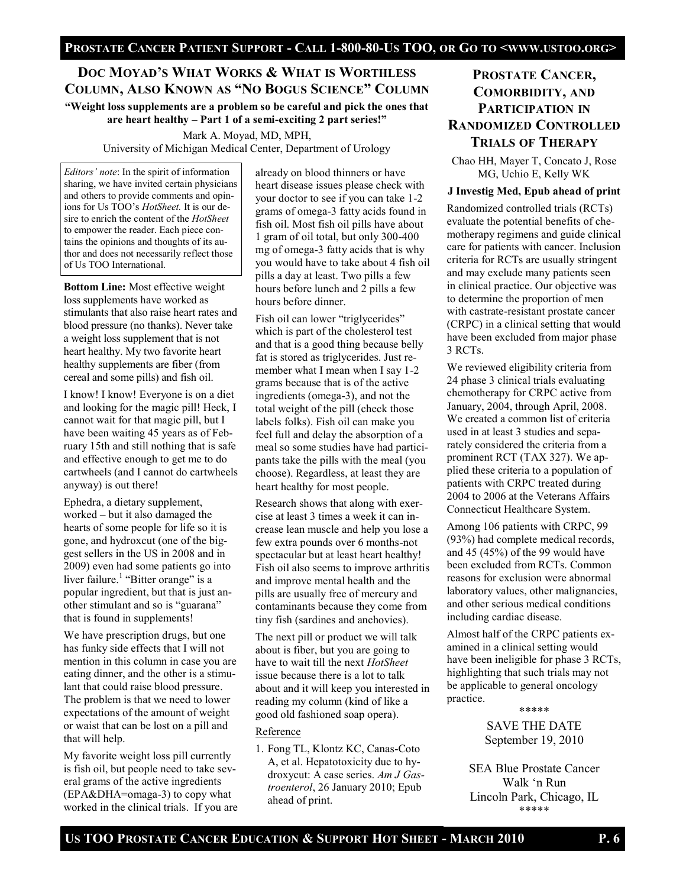## Doc Moyad's What Works & What is Worthless Column, Also Known as "No Bogus Science" Column

**"Weight loss supplements are a problem so be careful and pick the ones that are heart healthy – Part 1 of a semi-exciting 2 part series!"**

Mark A. Moyad, MD, MPH,
University of Michigan Medical Center, Department of Urology

*Editors' note*: In the spirit of information sharing, we have invited certain physicians and others to provide comments and opinions for Us TOO's *HotSheet.* It is our desire to enrich the content of the *HotSheet* to empower the reader. Each piece contains the opinions and thoughts of its author and does not necessarily reflect those of Us TOO International.

**Bottom Line:** Most effective weight loss supplements have worked as stimulants that also raise heart rates and blood pressure (no thanks). Never take a weight loss supplement that is not heart healthy. My two favorite heart healthy supplements are fiber (from cereal and some pills) and fish oil.

I know! I know! Everyone is on a diet and looking for the magic pill! Heck, I cannot wait for that magic pill, but I have been waiting 45 years as of February 15th and still nothing that is safe and effective enough to get me to do cartwheels (and I cannot do cartwheels anyway) is out there!

Ephedra, a dietary supplement, worked – but it also damaged the hearts of some people for life so it is gone, and hydroxcut (one of the biggest sellers in the US in 2008 and in 2009) even had some patients go into liver failure.[1] "Bitter orange" is a popular ingredient, but that is just another stimulant and so is "guarana" that is found in supplements!

We have prescription drugs, but one has funky side effects that I will not mention in this column in case you are eating dinner, and the other is a stimulant that could raise blood pressure. The problem is that we need to lower expectations of the amount of weight or waist that can be lost on a pill and that will help.

My favorite weight loss pill currently is fish oil, but people need to take several grams of the active ingredients (EPA&DHA=omaga-3) to copy what worked in the clinical trials. If you are already on blood thinners or have heart disease issues please check with your doctor to see if you can take 1-2 grams of omega-3 fatty acids found in fish oil. Most fish oil pills have about 1 gram of oil total, but only 300-400 mg of omega-3 fatty acids that is why you would have to take about 4 fish oil pills a day at least. Two pills a few hours before lunch and 2 pills a few hours before dinner.

Fish oil can lower "triglycerides" which is part of the cholesterol test and that is a good thing because belly fat is stored as triglycerides. Just remember what I mean when I say 1-2 grams because that is of the active ingredients (omega-3), and not the total weight of the pill (check those labels folks). Fish oil can make you feel full and delay the absorption of a meal so some studies have had participants take the pills with the meal (you choose). Regardless, at least they are heart healthy for most people.

Research shows that along with exercise at least 3 times a week it can increase lean muscle and help you lose a few extra pounds over 6 months-not spectacular but at least heart healthy! Fish oil also seems to improve arthritis and improve mental health and the pills are usually free of mercury and contaminants because they come from tiny fish (sardines and anchovies).

The next pill or product we will talk about is fiber, but you are going to have to wait till the next *HotSheet* issue because there is a lot to talk about and it will keep you interested in reading my column (kind of like a good old fashioned soap opera).

Reference

1. Fong TL, Klontz KC, Canas-Coto A, et al. Hepatotoxicity due to hydroxycut: A case series. *Am J Gastroenterol*, 26 January 2010; Epub ahead of print.

## Prostate Cancer, Comorbidity, and Participation in Randomized Controlled Trials of Therapy

Chao HH, Mayer T, Concato J, Rose MG, Uchio E, Kelly WK

**J Investig Med, Epub ahead of print**

Randomized controlled trials (RCTs) evaluate the potential benefits of chemotherapy regimens and guide clinical care for patients with cancer. Inclusion criteria for RCTs are usually stringent and may exclude many patients seen in clinical practice. Our objective was to determine the proportion of men with castrate-resistant prostate cancer (CRPC) in a clinical setting that would have been excluded from major phase 3 RCTs.

We reviewed eligibility criteria from 24 phase 3 clinical trials evaluating chemotherapy for CRPC active from January, 2004, through April, 2008. We created a common list of criteria used in at least 3 studies and separately considered the criteria from a prominent RCT (TAX 327). We applied these criteria to a population of patients with CRPC treated during 2004 to 2006 at the Veterans Affairs Connecticut Healthcare System.

Among 106 patients with CRPC, 99 (93%) had complete medical records, and 45 (45%) of the 99 would have been excluded from RCTs. Common reasons for exclusion were abnormal laboratory values, other malignancies, and other serious medical conditions including cardiac disease.

Almost half of the CRPC patients examined in a clinical setting would have been ineligible for phase 3 RCTs, highlighting that such trials may not be applicable to general oncology practice.

\*\*\*\*\*

SAVE THE DATE
September 19, 2010

SEA Blue Prostate Cancer Walk 'n Run
Lincoln Park, Chicago, IL

\*\*\*\*\*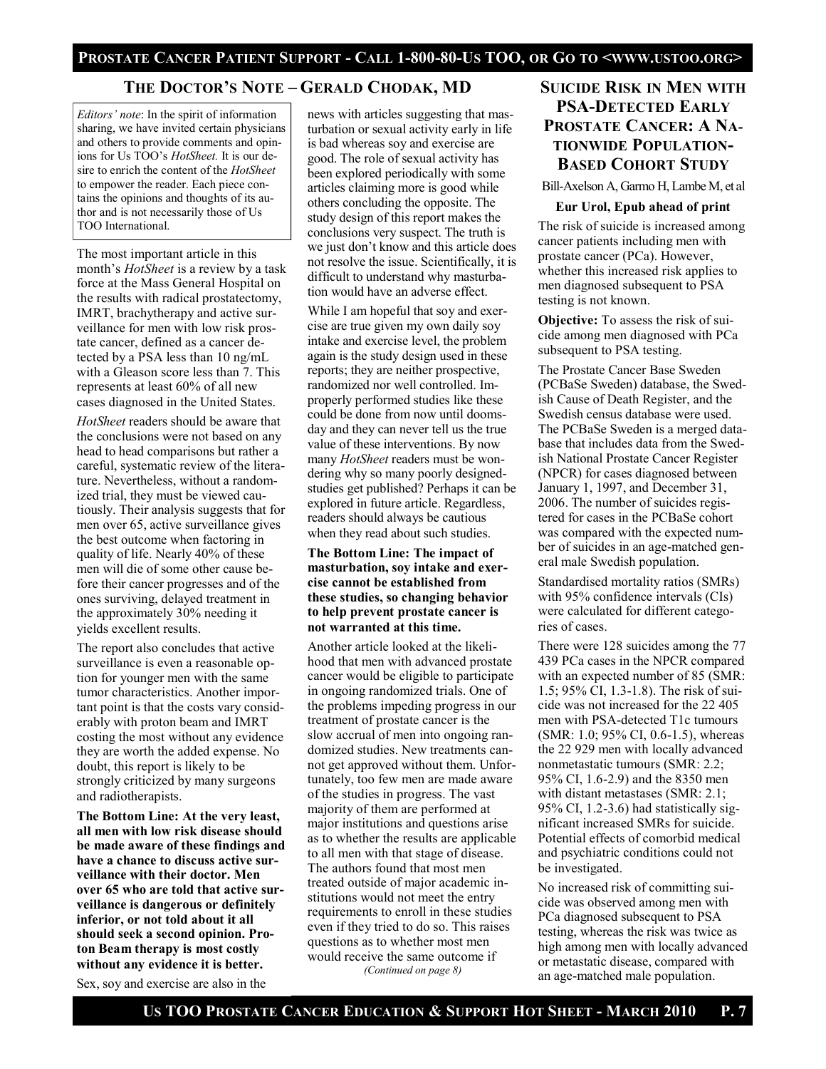## The Doctor's Note – Gerald Chodak, MD

*Editors' note*: In the spirit of information sharing, we have invited certain physicians and others to provide comments and opinions for Us TOO's *HotSheet.* It is our desire to enrich the content of the *HotSheet* to empower the reader. Each piece contains the opinions and thoughts of its author and is not necessarily those of Us TOO International.

The most important article in this month's *HotSheet* is a review by a task force at the Mass General Hospital on the results with radical prostatectomy, IMRT, brachytherapy and active surveillance for men with low risk prostate cancer, defined as a cancer detected by a PSA less than 10 ng/mL with a Gleason score less than 7. This represents at least 60% of all new cases diagnosed in the United States.

*HotSheet* readers should be aware that the conclusions were not based on any head to head comparisons but rather a careful, systematic review of the literature. Nevertheless, without a randomized trial, they must be viewed cautiously. Their analysis suggests that for men over 65, active surveillance gives the best outcome when factoring in quality of life. Nearly 40% of these men will die of some other cause before their cancer progresses and of the ones surviving, delayed treatment in the approximately 30% needing it yields excellent results.

The report also concludes that active surveillance is even a reasonable option for younger men with the same tumor characteristics. Another important point is that the costs vary considerably with proton beam and IMRT costing the most without any evidence they are worth the added expense. No doubt, this report is likely to be strongly criticized by many surgeons and radiotherapists.

**The Bottom Line: At the very least, all men with low risk disease should be made aware of these findings and have a chance to discuss active surveillance with their doctor. Men over 65 who are told that active surveillance is dangerous or definitely inferior, or not told about it all should seek a second opinion. Proton Beam therapy is most costly without any evidence it is better.**

Sex, soy and exercise are also in the news with articles suggesting that masturbation or sexual activity early in life is bad whereas soy and exercise are good. The role of sexual activity has been explored periodically with some articles claiming more is good while others concluding the opposite. The study design of this report makes the conclusions very suspect. The truth is we just don't know and this article does not resolve the issue. Scientifically, it is difficult to understand why masturbation would have an adverse effect.

While I am hopeful that soy and exercise are true given my own daily soy intake and exercise level, the problem again is the study design used in these reports; they are neither prospective, randomized nor well controlled. Improperly performed studies like these could be done from now until doomsday and they can never tell us the true value of these interventions. By now many *HotSheet* readers must be wondering why so many poorly designed-studies get published? Perhaps it can be explored in future article. Regardless, readers should always be cautious when they read about such studies.

**The Bottom Line: The impact of masturbation, soy intake and exercise cannot be established from these studies, so changing behavior to help prevent prostate cancer is not warranted at this time.**

Another article looked at the likelihood that men with advanced prostate cancer would be eligible to participate in ongoing randomized trials. One of the problems impeding progress in our treatment of prostate cancer is the slow accrual of men into ongoing randomized studies. New treatments cannot get approved without them. Unfortunately, too few men are made aware of the studies in progress. The vast majority of them are performed at major institutions and questions arise as to whether the results are applicable to all men with that stage of disease. The authors found that most men treated outside of major academic institutions would not meet the entry requirements to enroll in these studies even if they tried to do so. This raises questions as to whether most men would receive the same outcome if

*(Continued on page 8)*

## Suicide Risk in Men with PSA-Detected Early Prostate Cancer: A Nationwide Population-Based Cohort Study

Bill-Axelson A, Garmo H, Lambe M, et al

**Eur Urol, Epub ahead of print**

The risk of suicide is increased among cancer patients including men with prostate cancer (PCa). However, whether this increased risk applies to men diagnosed subsequent to PSA testing is not known.

**Objective:** To assess the risk of suicide among men diagnosed with PCa subsequent to PSA testing.

The Prostate Cancer Base Sweden (PCBaSe Sweden) database, the Swedish Cause of Death Register, and the Swedish census database were used. The PCBaSe Sweden is a merged database that includes data from the Swedish National Prostate Cancer Register (NPCR) for cases diagnosed between January 1, 1997, and December 31, 2006. The number of suicides registered for cases in the PCBaSe cohort was compared with the expected number of suicides in an age-matched general male Swedish population.

Standardised mortality ratios (SMRs) with 95% confidence intervals (CIs) were calculated for different categories of cases.

There were 128 suicides among the 77 439 PCa cases in the NPCR compared with an expected number of 85 (SMR: 1.5; 95% CI, 1.3-1.8). The risk of suicide was not increased for the 22 405 men with PSA-detected T1c tumours (SMR: 1.0; 95% CI, 0.6-1.5), whereas the 22 929 men with locally advanced nonmetastatic tumours (SMR: 2.2; 95% CI, 1.6-2.9) and the 8350 men with distant metastases (SMR: 2.1; 95% CI, 1.2-3.6) had statistically significant increased SMRs for suicide. Potential effects of comorbid medical and psychiatric conditions could not be investigated.

No increased risk of committing suicide was observed among men with PCa diagnosed subsequent to PSA testing, whereas the risk was twice as high among men with locally advanced or metastatic disease, compared with an age-matched male population.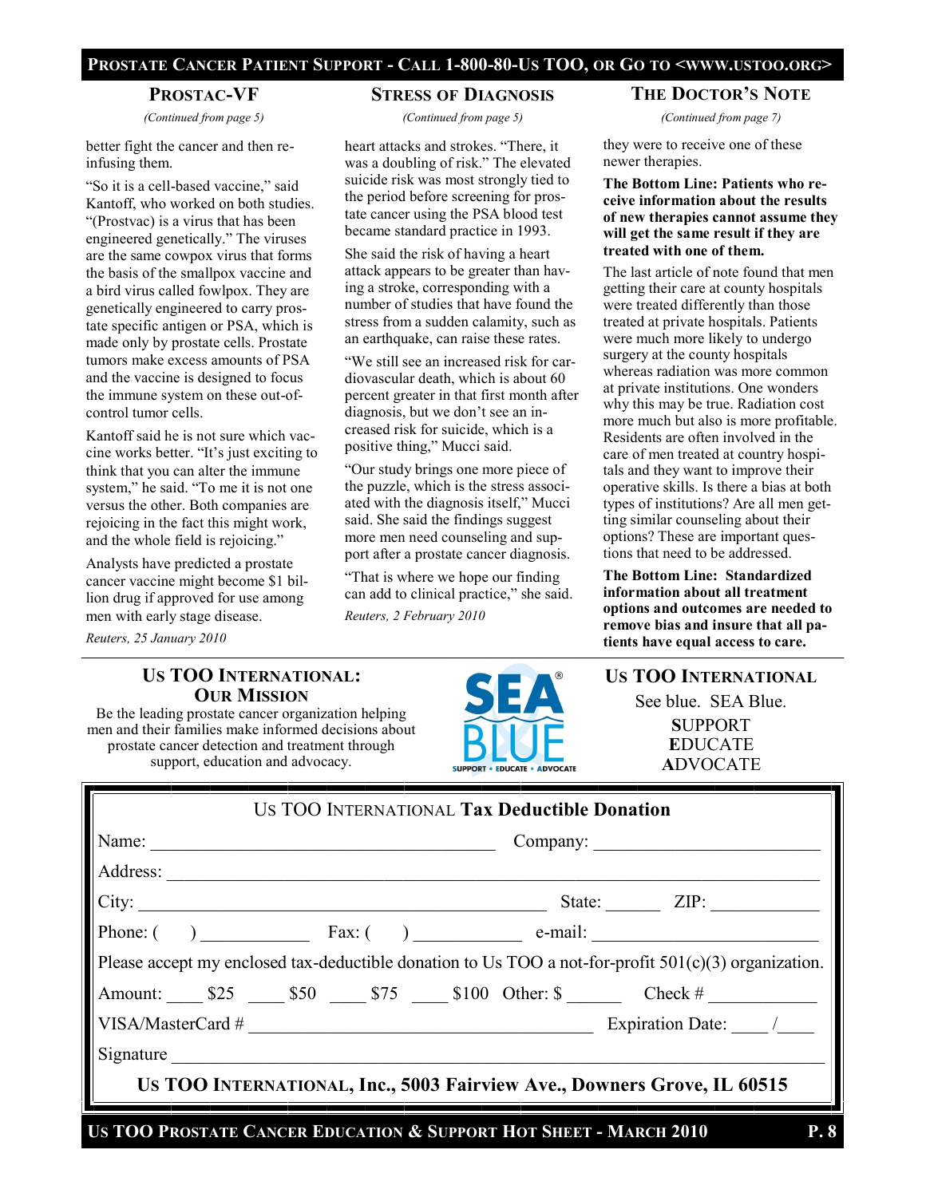## PROSTAC-VF

*(Continued from page 5)*

better fight the cancer and then re-infusing them.

"So it is a cell-based vaccine," said Kantoff, who worked on both studies. "(Prostvac) is a virus that has been engineered genetically." The viruses are the same cowpox virus that forms the basis of the smallpox vaccine and a bird virus called fowlpox. They are genetically engineered to carry prostate specific antigen or PSA, which is made only by prostate cells. Prostate tumors make excess amounts of PSA and the vaccine is designed to focus the immune system on these out-of-control tumor cells.

Kantoff said he is not sure which vaccine works better. "It's just exciting to think that you can alter the immune system," he said. "To me it is not one versus the other. Both companies are rejoicing in the fact this might work, and the whole field is rejoicing."

Analysts have predicted a prostate cancer vaccine might become $1 billion drug if approved for use among men with early stage disease.

*Reuters, 25 January 2010*

## STRESS OF DIAGNOSIS

*(Continued from page 5)*

heart attacks and strokes. "There, it was a doubling of risk." The elevated suicide risk was most strongly tied to the period before screening for prostate cancer using the PSA blood test became standard practice in 1993.

She said the risk of having a heart attack appears to be greater than having a stroke, corresponding with a number of studies that have found the stress from a sudden calamity, such as an earthquake, can raise these rates.

"We still see an increased risk for cardiovascular death, which is about 60 percent greater in that first month after diagnosis, but we don't see an increased risk for suicide, which is a positive thing," Mucci said.

"Our study brings one more piece of the puzzle, which is the stress associated with the diagnosis itself," Mucci said. She said the findings suggest more men need counseling and support after a prostate cancer diagnosis.

"That is where we hope our finding can add to clinical practice," she said.

*Reuters, 2 February 2010*

## THE DOCTOR'S NOTE

*(Continued from page 7)*

they were to receive one of these newer therapies.

**The Bottom Line: Patients who receive information about the results of new therapies cannot assume they will get the same result if they are treated with one of them.**

The last article of note found that men getting their care at county hospitals were treated differently than those treated at private hospitals. Patients were much more likely to undergo surgery at the county hospitals whereas radiation was more common at private institutions. One wonders why this may be true. Radiation cost more much but also is more profitable. Residents are often involved in the care of men treated at country hospitals and they want to improve their operative skills. Is there a bias at both types of institutions? Are all men getting similar counseling about their options? These are important questions that need to be addressed.

**The Bottom Line: Standardized information about all treatment options and outcomes are needed to remove bias and insure that all patients have equal access to care.**

## US TOO INTERNATIONAL: OUR MISSION

Be the leading prostate cancer organization helping men and their families make informed decisions about prostate cancer detection and treatment through support, education and advocacy.

SEA BLUE®
SUPPORT • EDUCATE • ADVOCATE

## US TOO INTERNATIONAL

See blue. SEA Blue.

**S**UPPORT
**E**DUCATE
**A**DVOCATE

---

### US TOO INTERNATIONAL **Tax Deductible Donation**

Name: ________________________ Company: ________________________

Address: ________________________________________________

City: ________________________ State: ______ ZIP: ____________

Phone: (    ) ____________ Fax: (    ) ____________ e-mail: ________________________

Please accept my enclosed tax-deductible donation to Us TOO a not-for-profit 501(c)(3) organization.

Amount: ____ $25 ____ $50 ____ $75 ____ $100 Other: $ ______ Check # ____________

VISA/MasterCard # ________________________________ Expiration Date: ____ /____

Signature ________________________________________________

**US TOO INTERNATIONAL, Inc., 5003 Fairview Ave., Downers Grove, IL 60515**